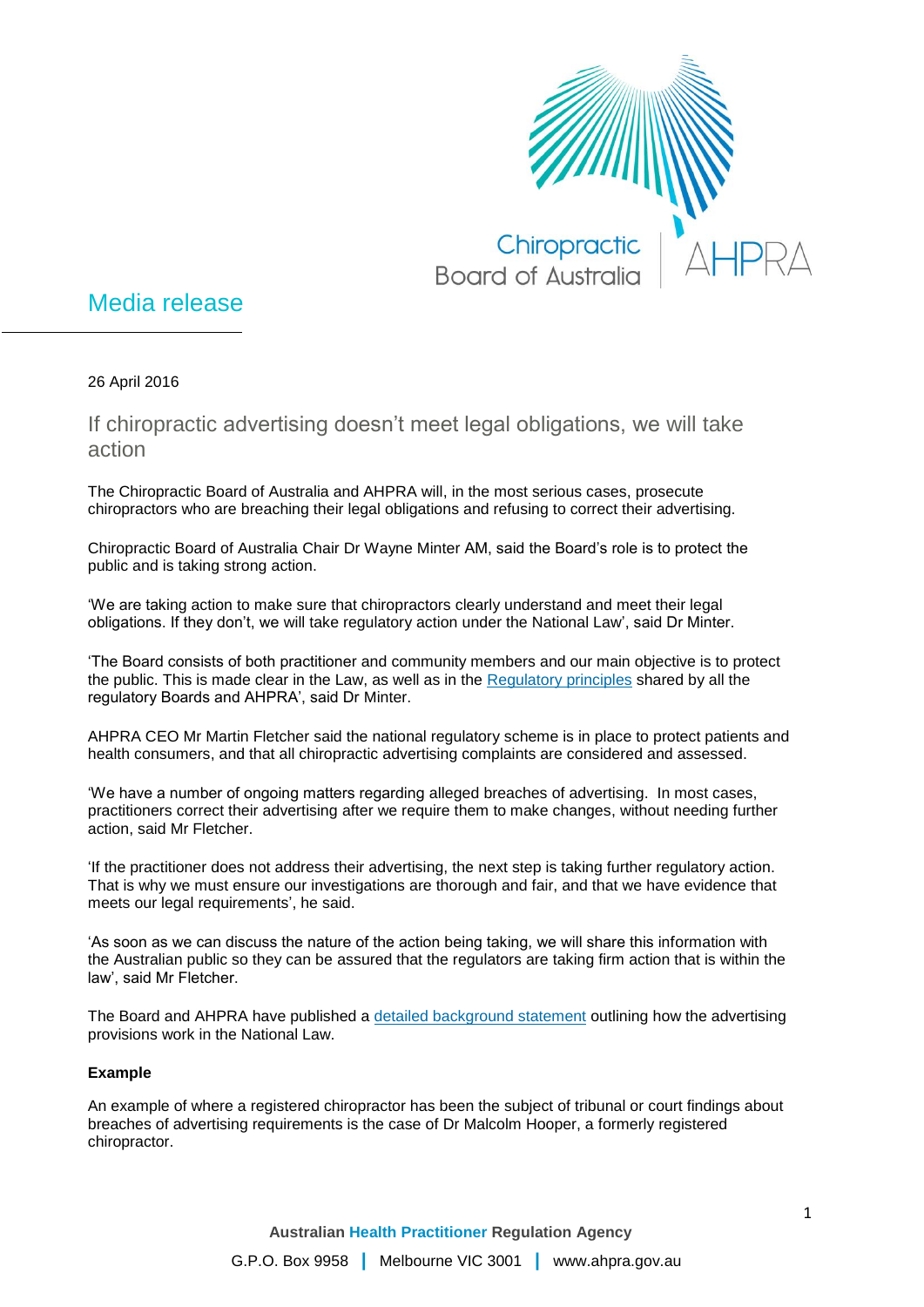Chiropractic Board of Australia | AHPRA

# Media release

26 April 2016

## If chiropractic advertising doesn't meet legal obligations, we will take action

The Chiropractic Board of Australia and AHPRA will, in the most serious cases, prosecute chiropractors who are breaching their legal obligations and refusing to correct their advertising.

Chiropractic Board of Australia Chair Dr Wayne Minter AM, said the Board's role is to protect the public and is taking strong action.

'We are taking action to make sure that chiropractors clearly understand and meet their legal obligations. If they don't, we will take regulatory action under the National Law', said Dr Minter.

'The Board consists of both practitioner and community members and our main objective is to protect the public. This is made clear in the Law, as well as in the Regulatory principles shared by all the regulatory Boards and AHPRA', said Dr Minter.

AHPRA CEO Mr Martin Fletcher said the national regulatory scheme is in place to protect patients and health consumers, and that all chiropractic advertising complaints are considered and assessed.

'We have a number of ongoing matters regarding alleged breaches of advertising. In most cases, practitioners correct their advertising after we require them to make changes, without needing further action, said Mr Fletcher.

'If the practitioner does not address their advertising, the next step is taking further regulatory action. That is why we must ensure our investigations are thorough and fair, and that we have evidence that meets our legal requirements', he said.

'As soon as we can discuss the nature of the action being taking, we will share this information with the Australian public so they can be assured that the regulators are taking firm action that is within the law', said Mr Fletcher.

The Board and AHPRA have published a detailed background statement outlining how the advertising provisions work in the National Law.

**Example**

An example of where a registered chiropractor has been the subject of tribunal or court findings about breaches of advertising requirements is the case of Dr Malcolm Hooper, a formerly registered chiropractor.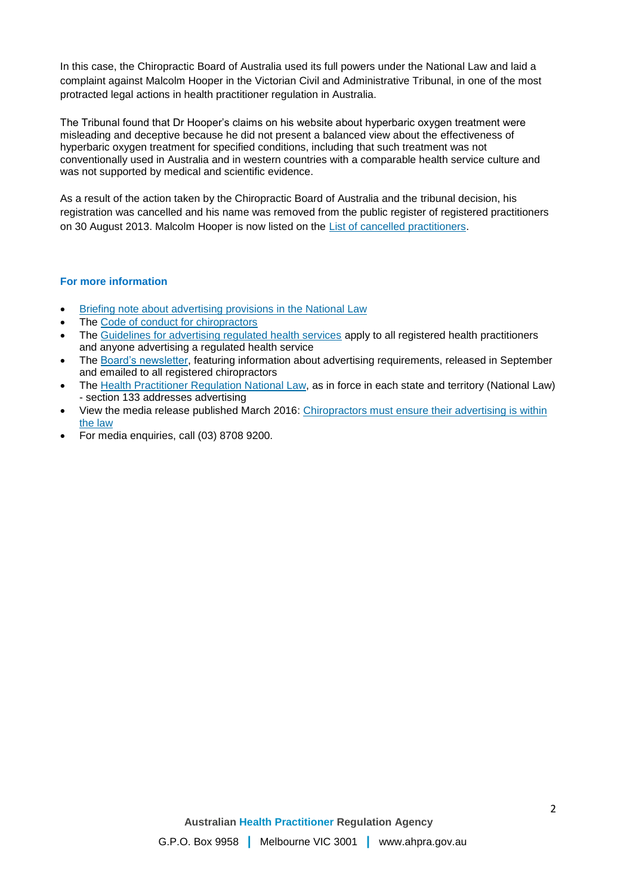In this case, the Chiropractic Board of Australia used its full powers under the National Law and laid a complaint against Malcolm Hooper in the Victorian Civil and Administrative Tribunal, in one of the most protracted legal actions in health practitioner regulation in Australia.

The Tribunal found that Dr Hooper's claims on his website about hyperbaric oxygen treatment were misleading and deceptive because he did not present a balanced view about the effectiveness of hyperbaric oxygen treatment for specified conditions, including that such treatment was not conventionally used in Australia and in western countries with a comparable health service culture and was not supported by medical and scientific evidence.

As a result of the action taken by the Chiropractic Board of Australia and the tribunal decision, his registration was cancelled and his name was removed from the public register of registered practitioners on 30 August 2013. Malcolm Hooper is now listed on the List of cancelled practitioners.

### For more information

- Briefing note about advertising provisions in the National Law
- The Code of conduct for chiropractors
- The Guidelines for advertising regulated health services apply to all registered health practitioners and anyone advertising a regulated health service
- The Board's newsletter, featuring information about advertising requirements, released in September and emailed to all registered chiropractors
- The Health Practitioner Regulation National Law, as in force in each state and territory (National Law) - section 133 addresses advertising
- View the media release published March 2016: Chiropractors must ensure their advertising is within the law
- For media enquiries, call (03) 8708 9200.